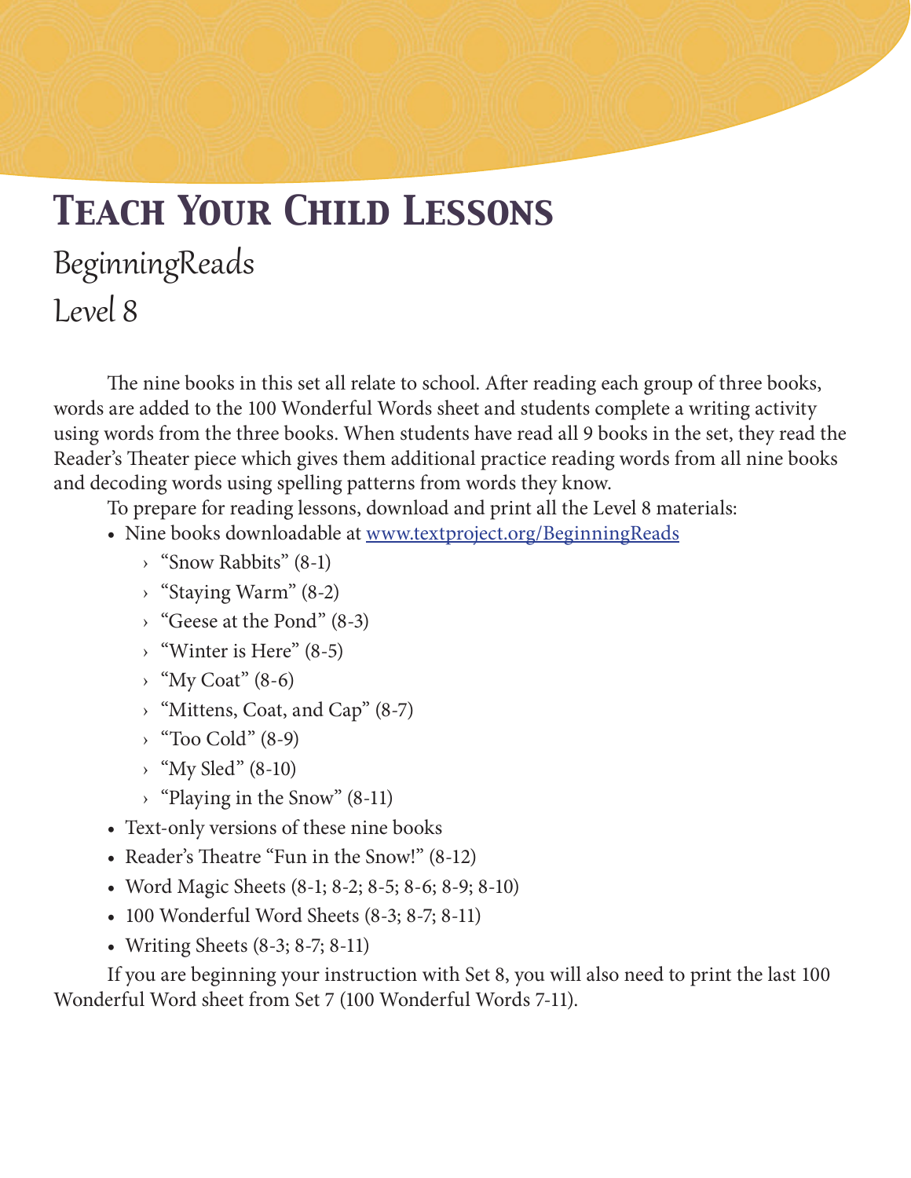# Teach Your Child Lessons

## BeginningReads

## Level 8

The nine books in this set all relate to school. After reading each group of three books, words are added to the 100 Wonderful Words sheet and students complete a writing activity using words from the three books. When students have read all 9 books in the set, they read the Reader's Theater piece which gives them additional practice reading words from all nine books and decoding words using spelling patterns from words they know.

To prepare for reading lessons, download and print all the Level 8 materials:

- Nine books downloadable at [www.textproject.org/BeginningReads](http://www.textproject.org/BeginningReads)
  - "Snow Rabbits" (8-1)
  - "Staying Warm" (8-2)
  - "Geese at the Pond" (8-3)
  - "Winter is Here" (8-5)
  - "My Coat" (8-6)
  - "Mittens, Coat, and Cap" (8-7)
  - "Too Cold" (8-9)
  - "My Sled" (8-10)
  - "Playing in the Snow" (8-11)
- Text-only versions of these nine books
- Reader's Theatre "Fun in the Snow!" (8-12)
- Word Magic Sheets (8-1; 8-2; 8-5; 8-6; 8-9; 8-10)
- 100 Wonderful Word Sheets (8-3; 8-7; 8-11)
- Writing Sheets (8-3; 8-7; 8-11)

If you are beginning your instruction with Set 8, you will also need to print the last 100 Wonderful Word sheet from Set 7 (100 Wonderful Words 7-11).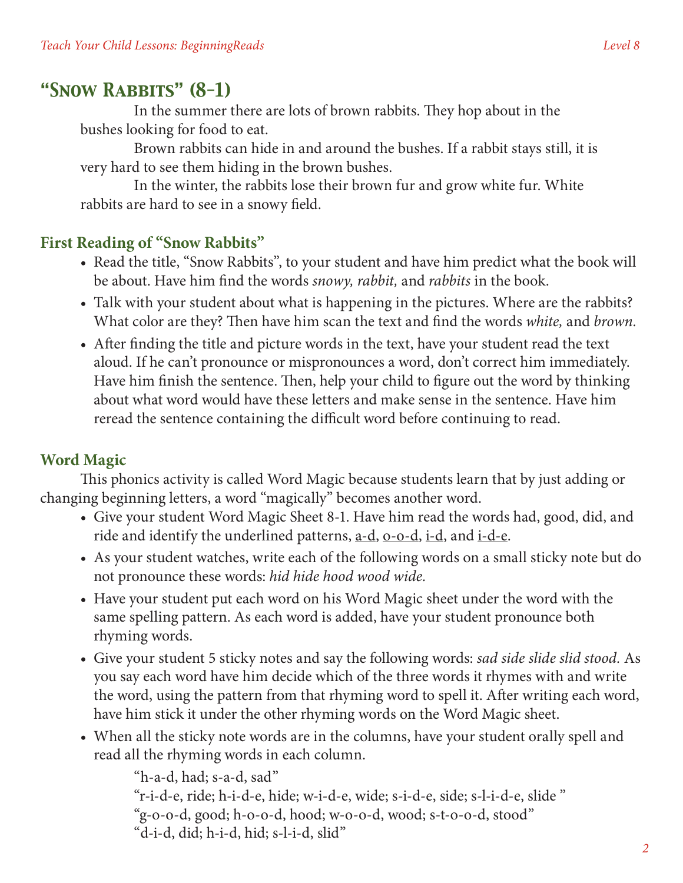## "Snow Rabbits" (8-1)

In the summer there are lots of brown rabbits. They hop about in the bushes looking for food to eat.

Brown rabbits can hide in and around the bushes. If a rabbit stays still, it is very hard to see them hiding in the brown bushes.

In the winter, the rabbits lose their brown fur and grow white fur. White rabbits are hard to see in a snowy field.

### First Reading of "Snow Rabbits"

- Read the title, "Snow Rabbits", to your student and have him predict what the book will be about. Have him find the words *snowy, rabbit,* and *rabbits* in the book.
- Talk with your student about what is happening in the pictures. Where are the rabbits? What color are they? Then have him scan the text and find the words *white,* and *brown.*
- After finding the title and picture words in the text, have your student read the text aloud. If he can't pronounce or mispronounces a word, don't correct him immediately. Have him finish the sentence. Then, help your child to figure out the word by thinking about what word would have these letters and make sense in the sentence. Have him reread the sentence containing the difficult word before continuing to read.

### Word Magic

This phonics activity is called Word Magic because students learn that by just adding or changing beginning letters, a word "magically" becomes another word.

- Give your student Word Magic Sheet 8-1. Have him read the words had, good, did, and ride and identify the underlined patterns, <u>a-d</u>, <u>o-o-d</u>, <u>i-d</u>, and <u>i-d-e</u>.
- As your student watches, write each of the following words on a small sticky note but do not pronounce these words: *hid hide hood wood wide.*
- Have your student put each word on his Word Magic sheet under the word with the same spelling pattern. As each word is added, have your student pronounce both rhyming words.
- Give your student 5 sticky notes and say the following words: *sad side slide slid stood.* As you say each word have him decide which of the three words it rhymes with and write the word, using the pattern from that rhyming word to spell it. After writing each word, have him stick it under the other rhyming words on the Word Magic sheet.
- When all the sticky note words are in the columns, have your student orally spell and read all the rhyming words in each column.

  "h-a-d, had; s-a-d, sad"
  "r-i-d-e, ride; h-i-d-e, hide; w-i-d-e, wide; s-i-d-e, side; s-l-i-d-e, slide "
  "g-o-o-d, good; h-o-o-d, hood; w-o-o-d, wood; s-t-o-o-d, stood"
  "d-i-d, did; h-i-d, hid; s-l-i-d, slid"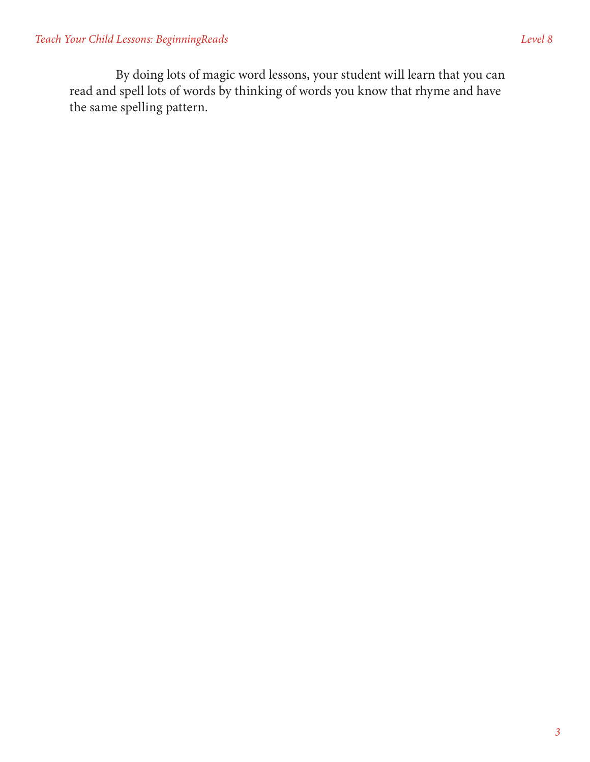By doing lots of magic word lessons, your student will learn that you can read and spell lots of words by thinking of words you know that rhyme and have the same spelling pattern.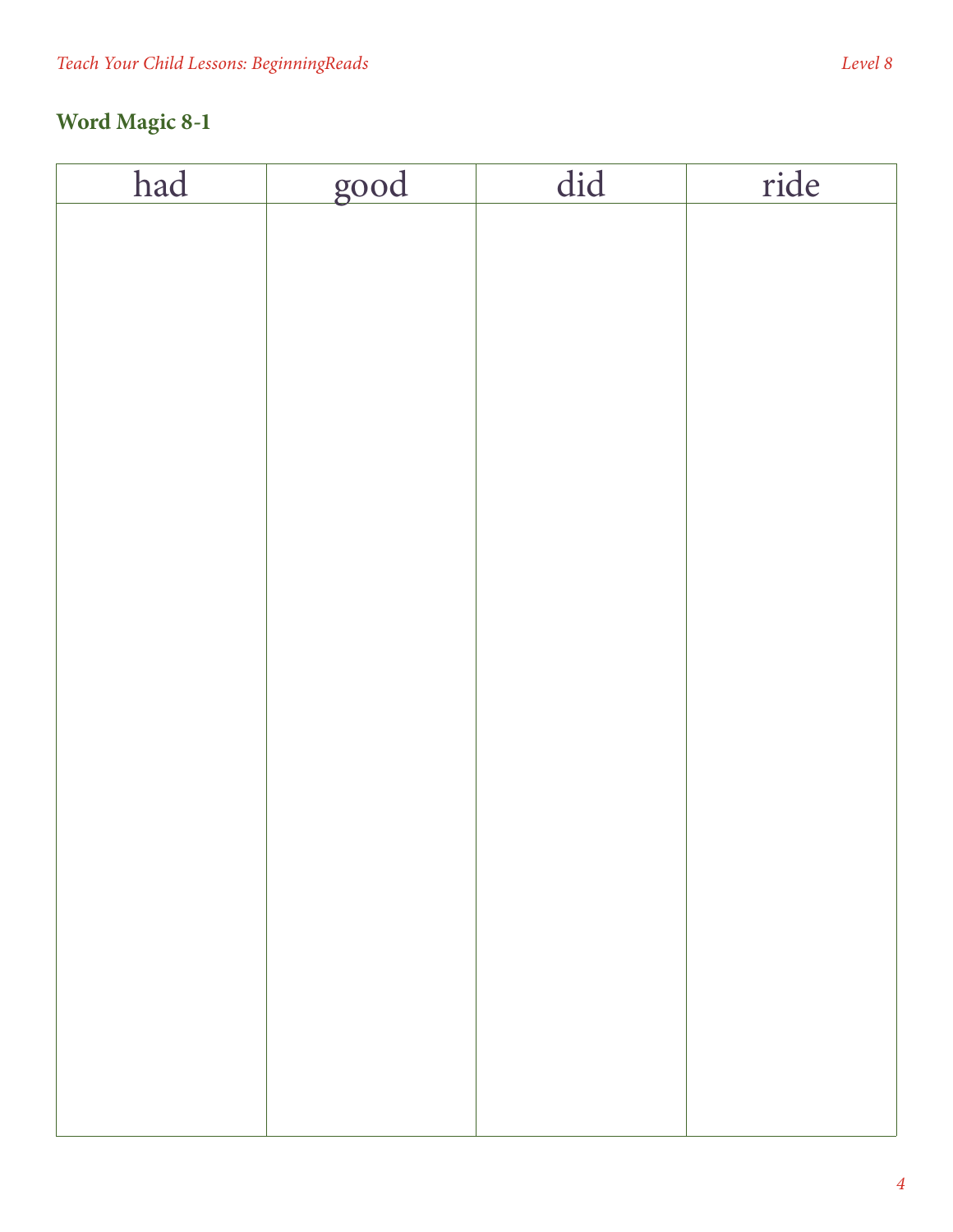## Word Magic 8-1

| had | good | did | ride |
|---|---|---|---|
| | | | |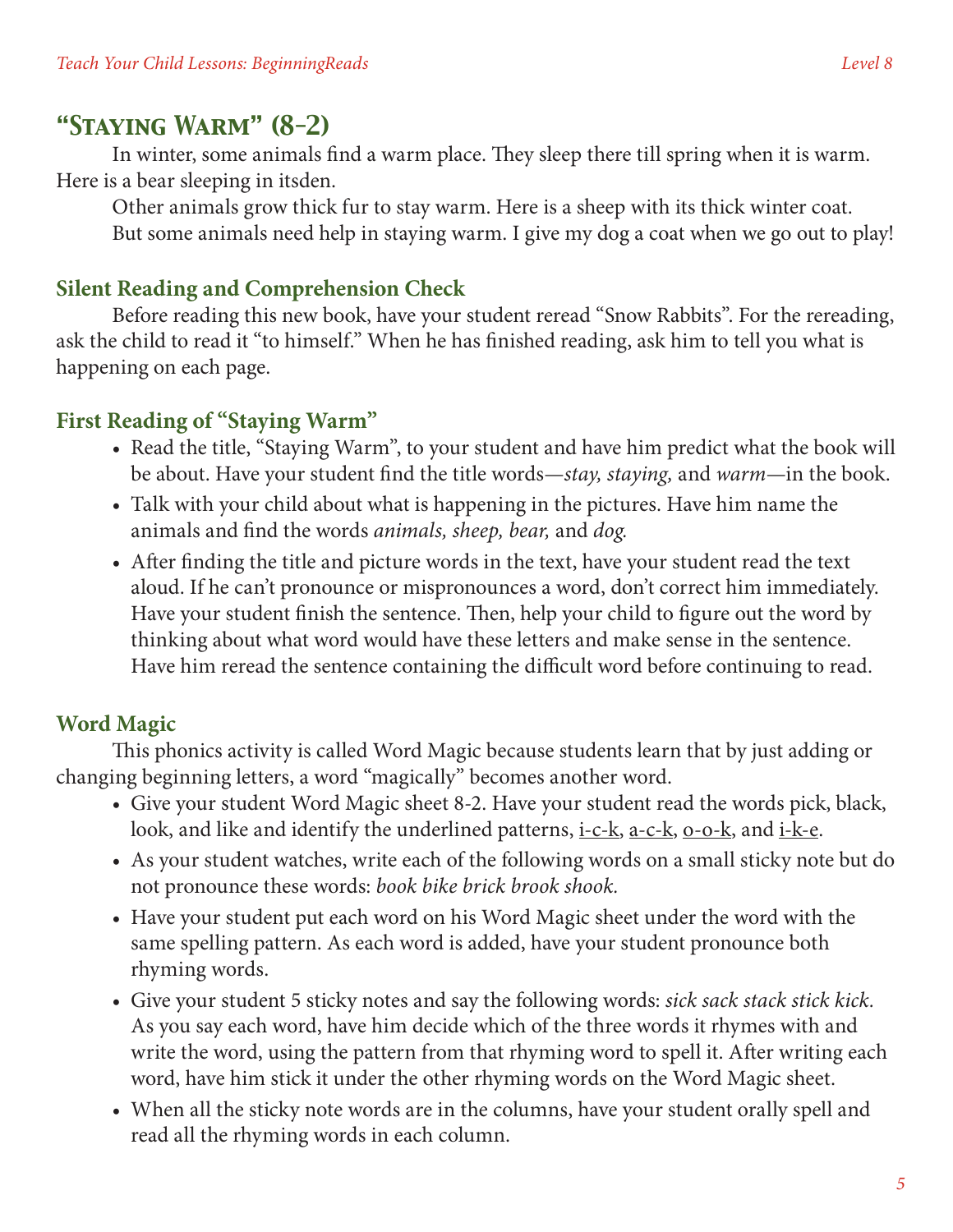## "Staying Warm" (8-2)

In winter, some animals find a warm place. They sleep there till spring when it is warm. Here is a bear sleeping in itsden.

Other animals grow thick fur to stay warm. Here is a sheep with its thick winter coat.

But some animals need help in staying warm. I give my dog a coat when we go out to play!

### Silent Reading and Comprehension Check

Before reading this new book, have your student reread "Snow Rabbits". For the rereading, ask the child to read it "to himself." When he has finished reading, ask him to tell you what is happening on each page.

### First Reading of "Staying Warm"

- Read the title, "Staying Warm", to your student and have him predict what the book will be about. Have your student find the title words—*stay, staying,* and *warm*—in the book.
- Talk with your child about what is happening in the pictures. Have him name the animals and find the words *animals, sheep, bear,* and *dog.*
- After finding the title and picture words in the text, have your student read the text aloud. If he can't pronounce or mispronounces a word, don't correct him immediately. Have your student finish the sentence. Then, help your child to figure out the word by thinking about what word would have these letters and make sense in the sentence. Have him reread the sentence containing the difficult word before continuing to read.

### Word Magic

This phonics activity is called Word Magic because students learn that by just adding or changing beginning letters, a word "magically" becomes another word.

- Give your student Word Magic sheet 8-2. Have your student read the words pick, black, look, and like and identify the underlined patterns, <u>i-c-k</u>, <u>a-c-k</u>, <u>o-o-k</u>, and <u>i-k-e</u>.
- As your student watches, write each of the following words on a small sticky note but do not pronounce these words: *book bike brick brook shook.*
- Have your student put each word on his Word Magic sheet under the word with the same spelling pattern. As each word is added, have your student pronounce both rhyming words.
- Give your student 5 sticky notes and say the following words: *sick sack stack stick kick.* As you say each word, have him decide which of the three words it rhymes with and write the word, using the pattern from that rhyming word to spell it. After writing each word, have him stick it under the other rhyming words on the Word Magic sheet.
- When all the sticky note words are in the columns, have your student orally spell and read all the rhyming words in each column.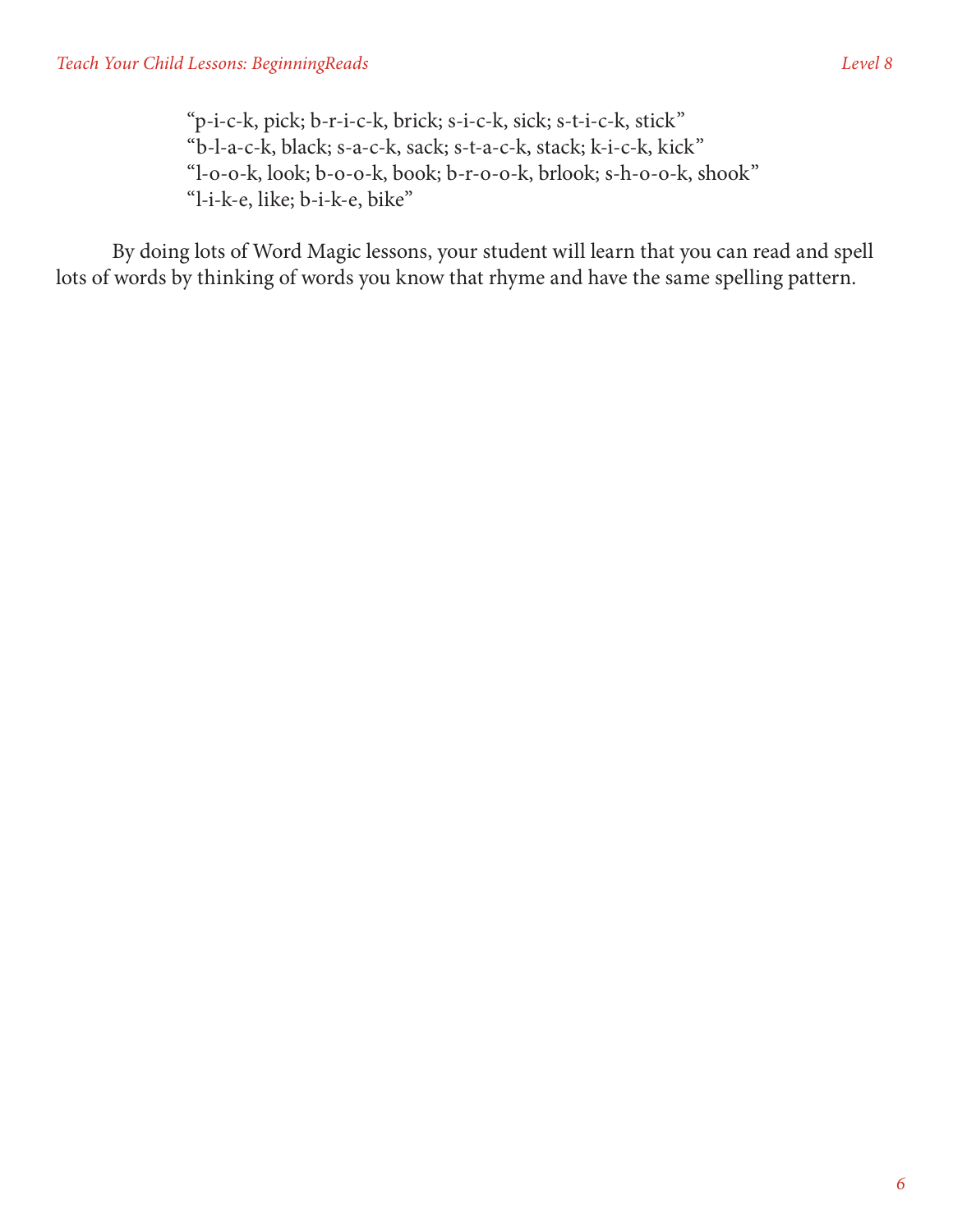"p-i-c-k, pick; b-r-i-c-k, brick; s-i-c-k, sick; s-t-i-c-k, stick"
"b-l-a-c-k, black; s-a-c-k, sack; s-t-a-c-k, stack; k-i-c-k, kick"
"l-o-o-k, look; b-o-o-k, book; b-r-o-o-k, brlook; s-h-o-o-k, shook"
"l-i-k-e, like; b-i-k-e, bike"

By doing lots of Word Magic lessons, your student will learn that you can read and spell lots of words by thinking of words you know that rhyme and have the same spelling pattern.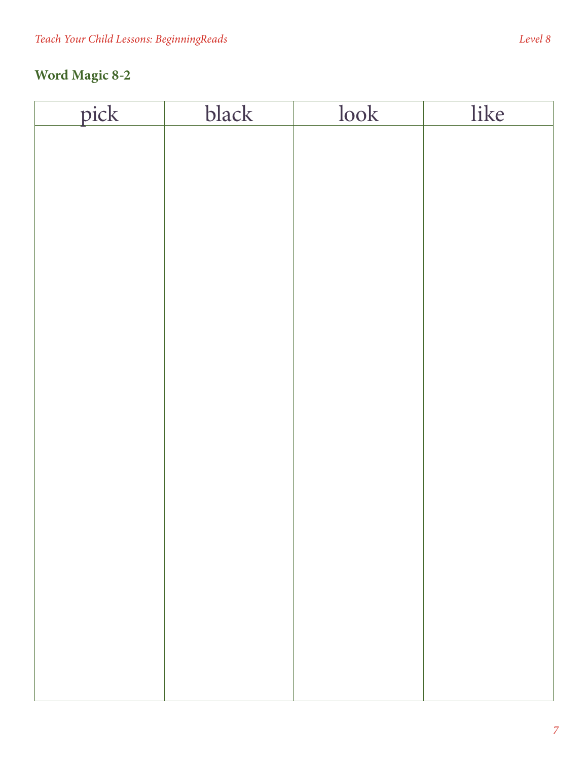## Word Magic 8-2

| pick | black | look | like |
|---|---|---|---|
| | | | |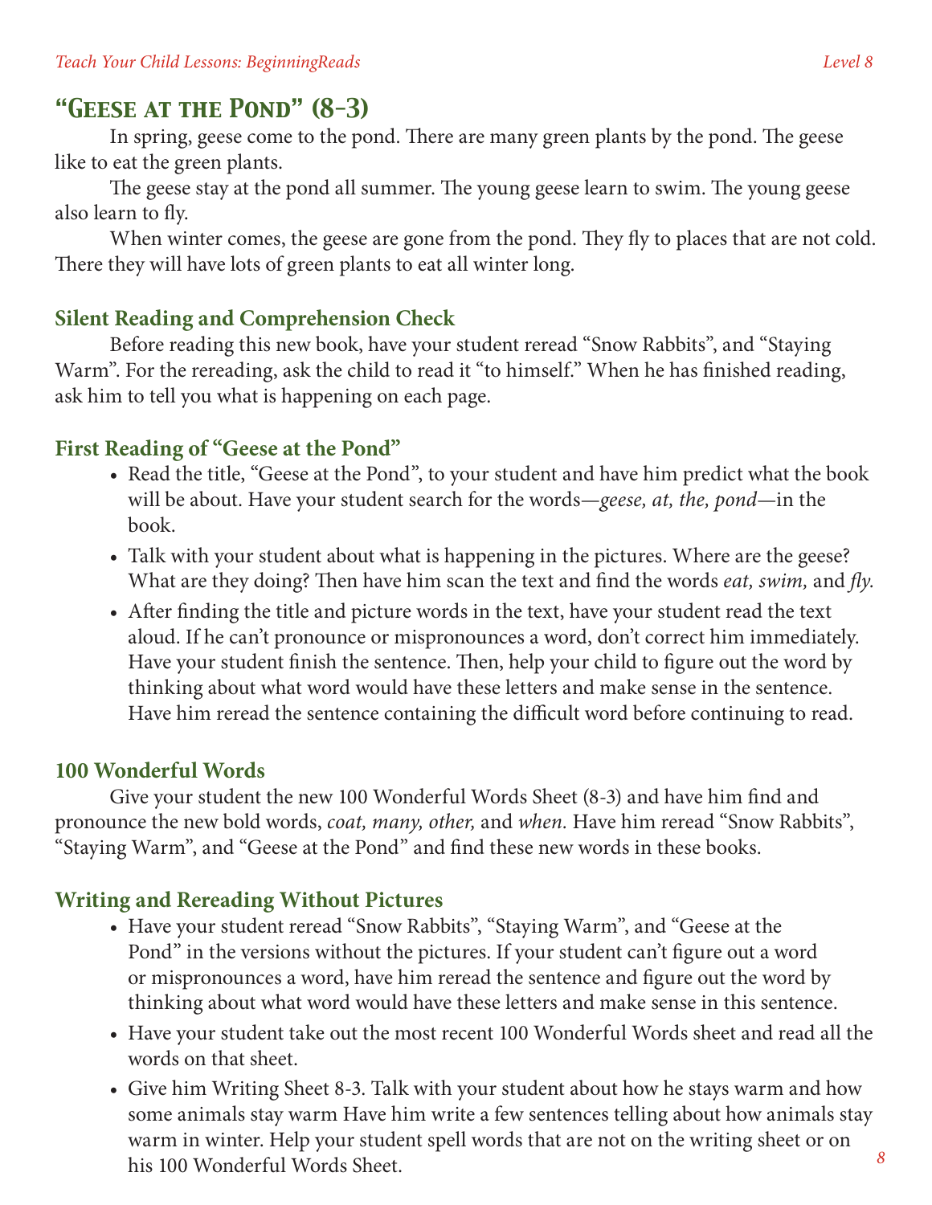## "Geese at the Pond" (8-3)

In spring, geese come to the pond. There are many green plants by the pond. The geese like to eat the green plants.

The geese stay at the pond all summer. The young geese learn to swim. The young geese also learn to fly.

When winter comes, the geese are gone from the pond. They fly to places that are not cold. There they will have lots of green plants to eat all winter long.

### Silent Reading and Comprehension Check

Before reading this new book, have your student reread "Snow Rabbits", and "Staying Warm". For the rereading, ask the child to read it "to himself." When he has finished reading, ask him to tell you what is happening on each page.

### First Reading of "Geese at the Pond"

- Read the title, "Geese at the Pond", to your student and have him predict what the book will be about. Have your student search for the words—*geese, at, the, pond*—in the book.
- Talk with your student about what is happening in the pictures. Where are the geese? What are they doing? Then have him scan the text and find the words *eat, swim,* and *fly.*
- After finding the title and picture words in the text, have your student read the text aloud. If he can't pronounce or mispronounces a word, don't correct him immediately. Have your student finish the sentence. Then, help your child to figure out the word by thinking about what word would have these letters and make sense in the sentence. Have him reread the sentence containing the difficult word before continuing to read.

### 100 Wonderful Words

Give your student the new 100 Wonderful Words Sheet (8-3) and have him find and pronounce the new bold words, *coat, many, other,* and *when.* Have him reread "Snow Rabbits", "Staying Warm", and "Geese at the Pond" and find these new words in these books.

### Writing and Rereading Without Pictures

- Have your student reread "Snow Rabbits", "Staying Warm", and "Geese at the Pond" in the versions without the pictures. If your student can't figure out a word or mispronounces a word, have him reread the sentence and figure out the word by thinking about what word would have these letters and make sense in this sentence.
- Have your student take out the most recent 100 Wonderful Words sheet and read all the words on that sheet.
- Give him Writing Sheet 8-3. Talk with your student about how he stays warm and how some animals stay warm Have him write a few sentences telling about how animals stay warm in winter. Help your student spell words that are not on the writing sheet or on his 100 Wonderful Words Sheet.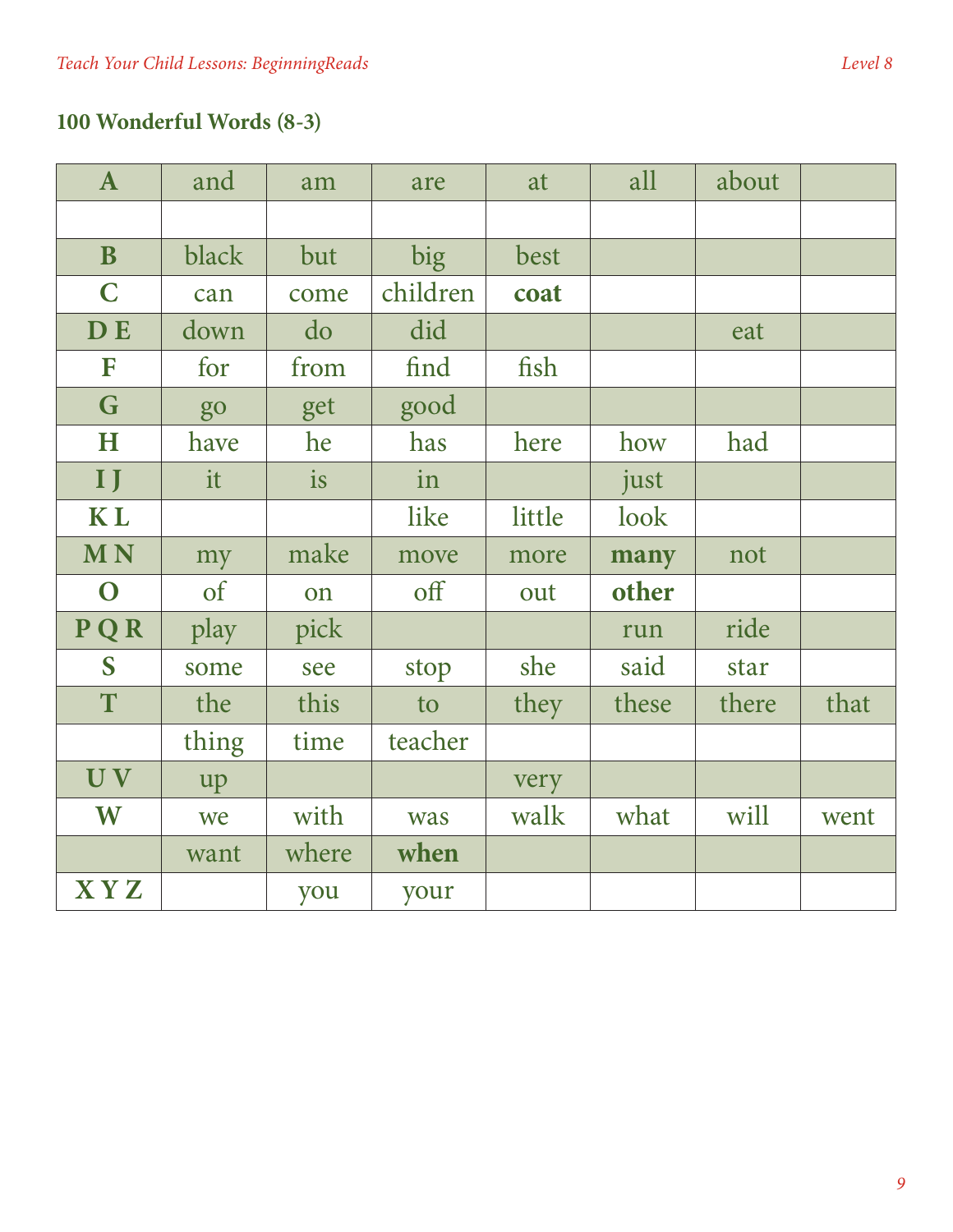## 100 Wonderful Words (8-3)

| | | | | | | | |
|---|---|---|---|---|---|---|---|
| **A** | and | am | are | at | all | about | |
| | | | | | | | |
| **B** | black | but | big | best | | | |
| **C** | can | come | children | **coat** | | | |
| **D E** | down | do | did | | | eat | |
| **F** | for | from | find | fish | | | |
| **G** | go | get | good | | | | |
| **H** | have | he | has | here | how | had | |
| **I J** | it | is | in | | just | | |
| **K L** | | | like | little | look | | |
| **M N** | my | make | move | more | **many** | not | |
| **O** | of | on | off | out | **other** | | |
| **P Q R** | play | pick | | | run | ride | |
| **S** | some | see | stop | she | said | star | |
| **T** | the | this | to | they | these | there | that |
| | thing | time | teacher | | | | |
| **U V** | up | | | very | | | |
| **W** | we | with | was | walk | what | will | went |
| | want | where | **when** | | | | |
| **X Y Z** | | you | your | | | | |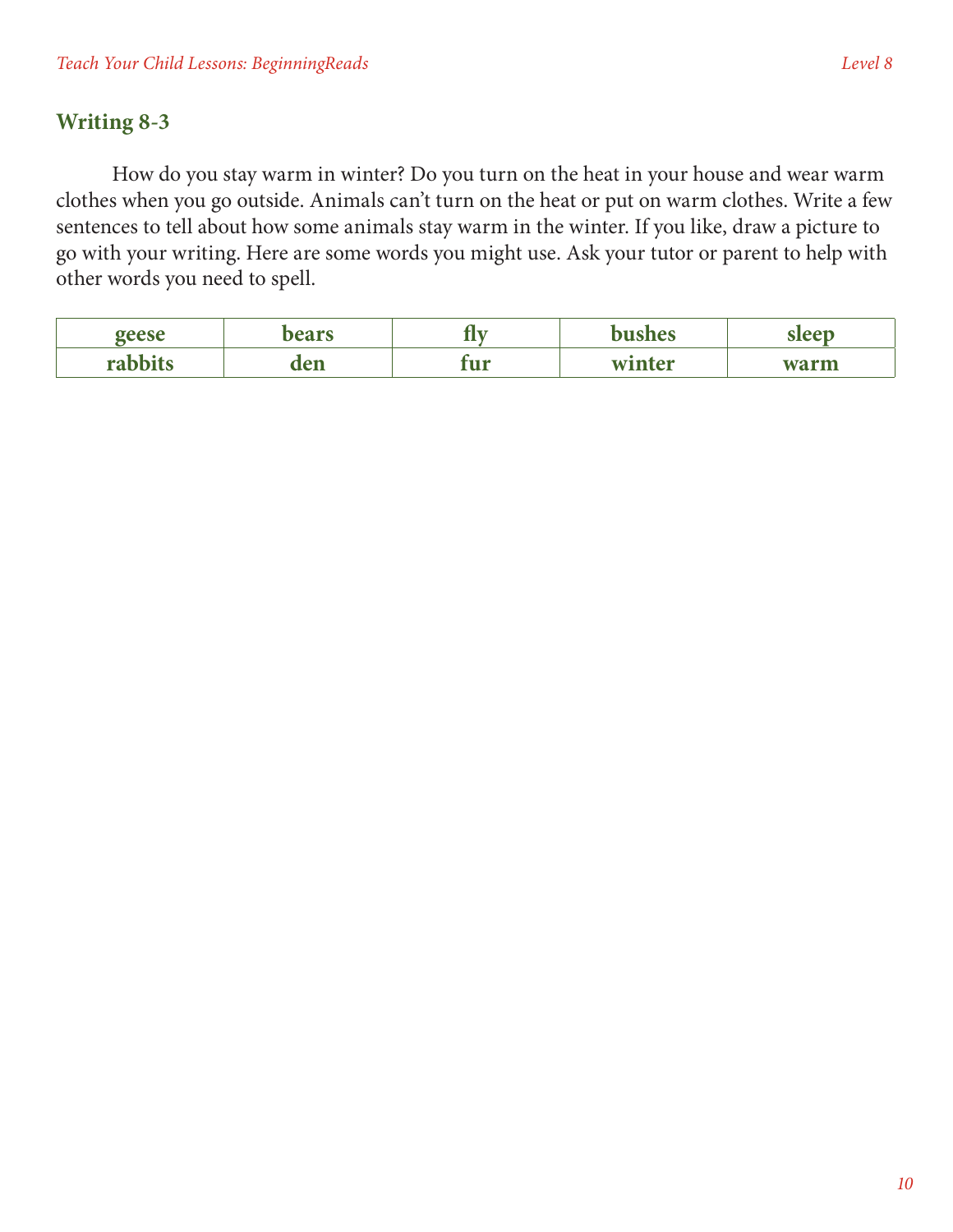## Writing 8-3

How do you stay warm in winter? Do you turn on the heat in your house and wear warm clothes when you go outside. Animals can't turn on the heat or put on warm clothes. Write a few sentences to tell about how some animals stay warm in the winter. If you like, draw a picture to go with your writing. Here are some words you might use. Ask your tutor or parent to help with other words you need to spell.

| | | | | |
|---|---|---|---|---|
| **geese** | **bears** | **fly** | **bushes** | **sleep** |
| **rabbits** | **den** | **fur** | **winter** | **warm** |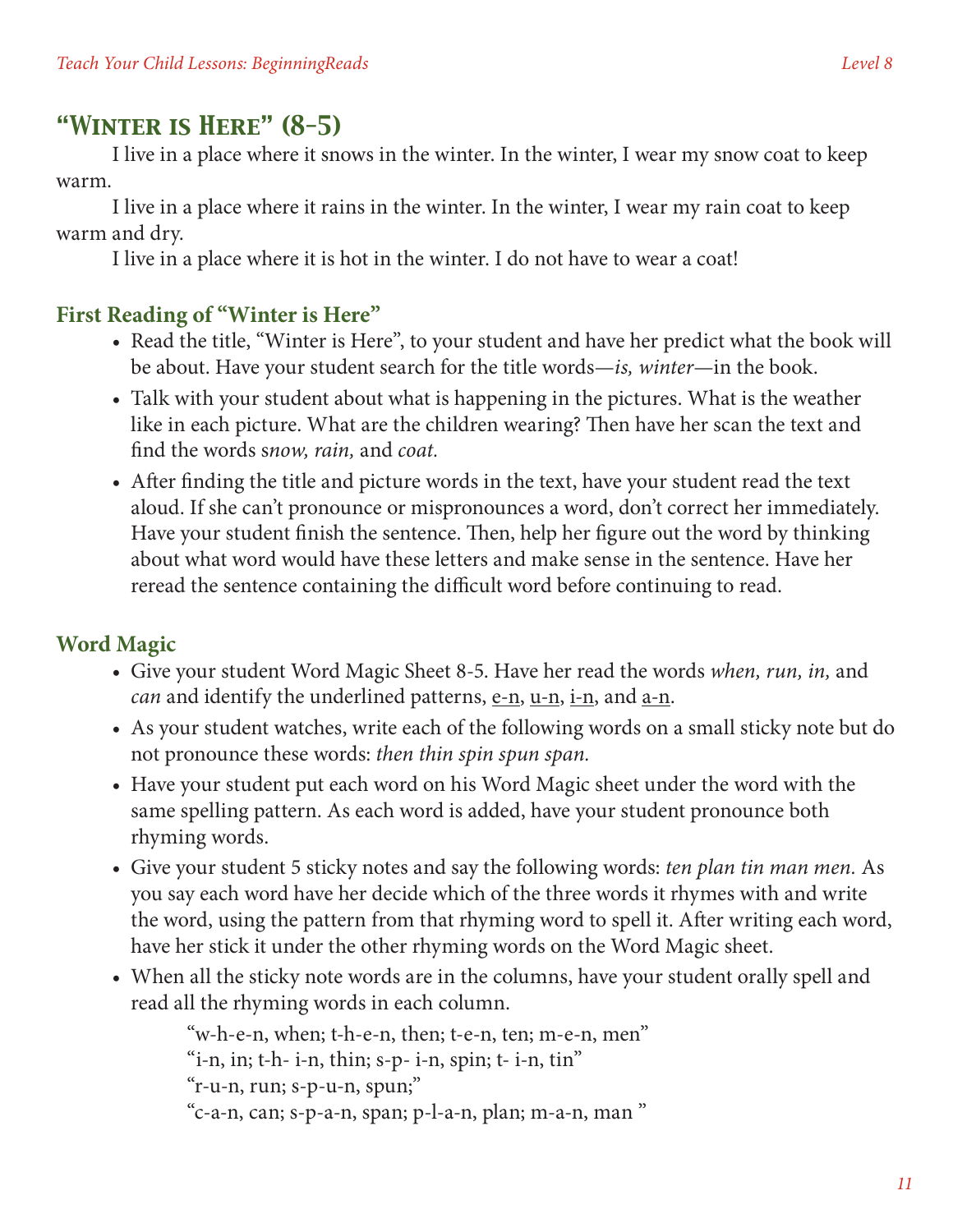## "Winter is Here" (8-5)

I live in a place where it snows in the winter. In the winter, I wear my snow coat to keep warm.

I live in a place where it rains in the winter. In the winter, I wear my rain coat to keep warm and dry.

I live in a place where it is hot in the winter. I do not have to wear a coat!

### First Reading of "Winter is Here"

- Read the title, "Winter is Here", to your student and have her predict what the book will be about. Have your student search for the title words—*is, winter*—in the book.
- Talk with your student about what is happening in the pictures. What is the weather like in each picture. What are the children wearing? Then have her scan the text and find the words s*now, rain,* and *coat.*
- After finding the title and picture words in the text, have your student read the text aloud. If she can't pronounce or mispronounces a word, don't correct her immediately. Have your student finish the sentence. Then, help her figure out the word by thinking about what word would have these letters and make sense in the sentence. Have her reread the sentence containing the difficult word before continuing to read.

### Word Magic

- Give your student Word Magic Sheet 8-5. Have her read the words *when, run, in,* and *can* and identify the underlined patterns, <u>e-n</u>, <u>u-n</u>, <u>i-n</u>, and <u>a-n</u>.
- As your student watches, write each of the following words on a small sticky note but do not pronounce these words: *then thin spin spun span.*
- Have your student put each word on his Word Magic sheet under the word with the same spelling pattern. As each word is added, have your student pronounce both rhyming words.
- Give your student 5 sticky notes and say the following words: *ten plan tin man men.* As you say each word have her decide which of the three words it rhymes with and write the word, using the pattern from that rhyming word to spell it. After writing each word, have her stick it under the other rhyming words on the Word Magic sheet.
- When all the sticky note words are in the columns, have your student orally spell and read all the rhyming words in each column.

  "w-h-e-n, when; t-h-e-n, then; t-e-n, ten; m-e-n, men"
  "i-n, in; t-h- i-n, thin; s-p- i-n, spin; t- i-n, tin"
  "r-u-n, run; s-p-u-n, spun;"
  "c-a-n, can; s-p-a-n, span; p-l-a-n, plan; m-a-n, man "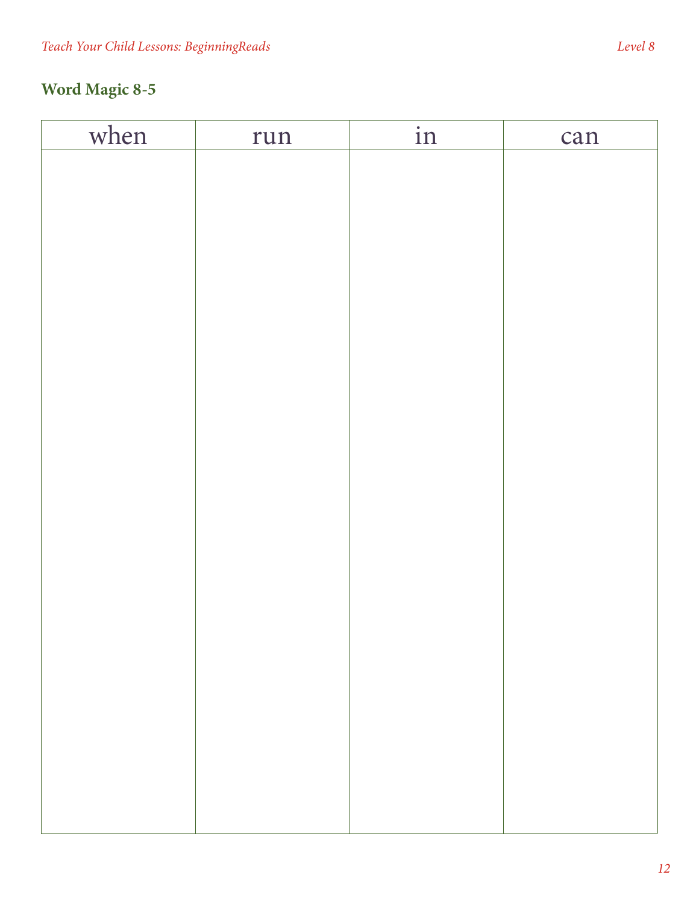## Word Magic 8-5

| when | run | in | can |
|---|---|---|---|
| | | | |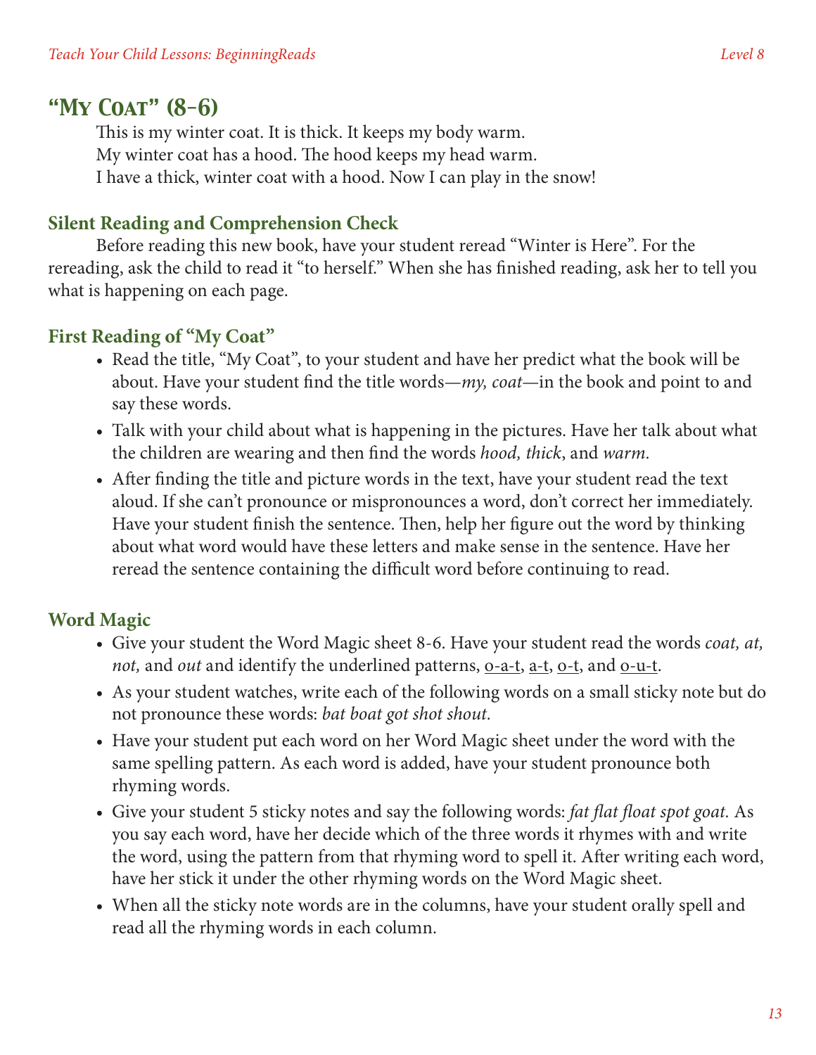## "My Coat" (8-6)

This is my winter coat. It is thick. It keeps my body warm.
My winter coat has a hood. The hood keeps my head warm.
I have a thick, winter coat with a hood. Now I can play in the snow!

### Silent Reading and Comprehension Check

Before reading this new book, have your student reread "Winter is Here". For the rereading, ask the child to read it "to herself." When she has finished reading, ask her to tell you what is happening on each page.

### First Reading of "My Coat"

- Read the title, "My Coat", to your student and have her predict what the book will be about. Have your student find the title words—*my, coat*—in the book and point to and say these words.
- Talk with your child about what is happening in the pictures. Have her talk about what the children are wearing and then find the words *hood, thick*, and *warm.*
- After finding the title and picture words in the text, have your student read the text aloud. If she can't pronounce or mispronounces a word, don't correct her immediately. Have your student finish the sentence. Then, help her figure out the word by thinking about what word would have these letters and make sense in the sentence. Have her reread the sentence containing the difficult word before continuing to read.

### Word Magic

- Give your student the Word Magic sheet 8-6. Have your student read the words *coat, at, not,* and *out* and identify the underlined patterns, <u>o-a-t</u>, <u>a-t</u>, <u>o-t</u>, and <u>o-u-t</u>.
- As your student watches, write each of the following words on a small sticky note but do not pronounce these words: *bat boat got shot shout.*
- Have your student put each word on her Word Magic sheet under the word with the same spelling pattern. As each word is added, have your student pronounce both rhyming words.
- Give your student 5 sticky notes and say the following words: *fat flat float spot goat.* As you say each word, have her decide which of the three words it rhymes with and write the word, using the pattern from that rhyming word to spell it. After writing each word, have her stick it under the other rhyming words on the Word Magic sheet.
- When all the sticky note words are in the columns, have your student orally spell and read all the rhyming words in each column.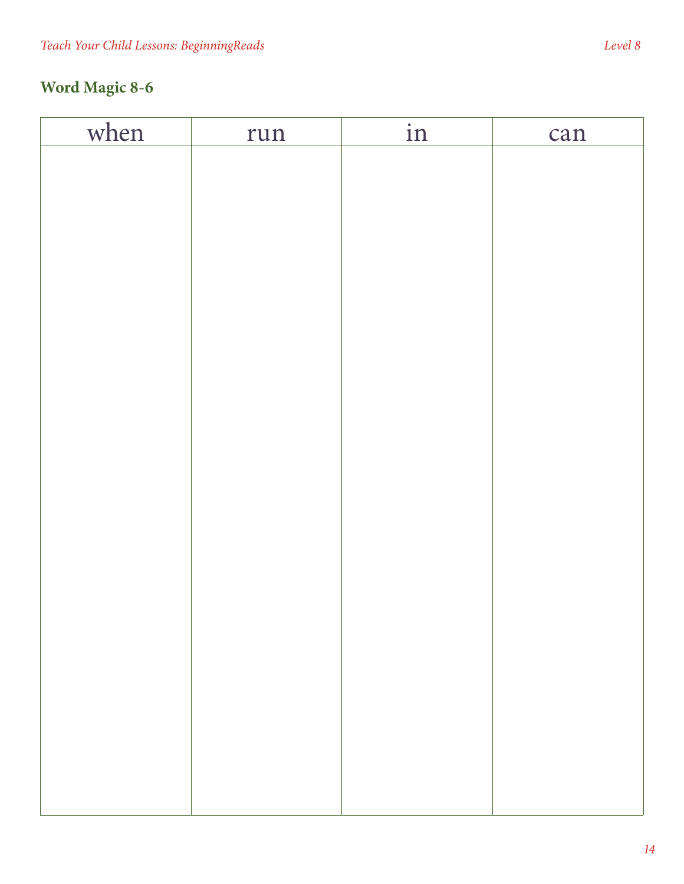## Word Magic 8-6

| when | run | in | can |
| --- | --- | --- | --- |
| | | | |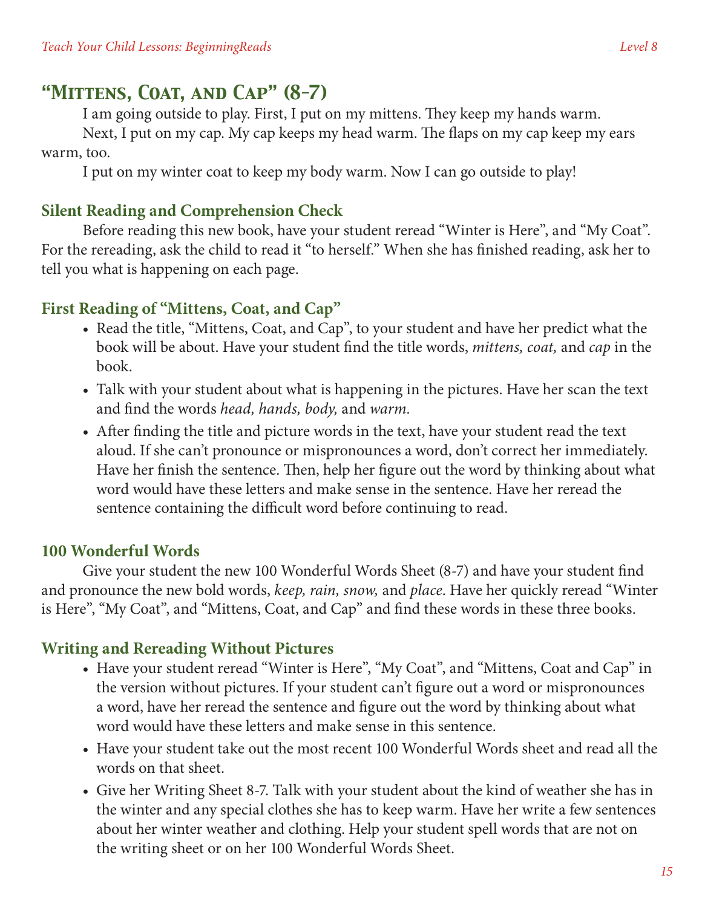## "Mittens, Coat, and Cap" (8-7)

I am going outside to play. First, I put on my mittens. They keep my hands warm.

Next, I put on my cap. My cap keeps my head warm. The flaps on my cap keep my ears warm, too.

I put on my winter coat to keep my body warm. Now I can go outside to play!

### Silent Reading and Comprehension Check

Before reading this new book, have your student reread "Winter is Here", and "My Coat". For the rereading, ask the child to read it "to herself." When she has finished reading, ask her to tell you what is happening on each page.

### First Reading of "Mittens, Coat, and Cap"

- Read the title, "Mittens, Coat, and Cap", to your student and have her predict what the book will be about. Have your student find the title words, *mittens, coat,* and *cap* in the book.
- Talk with your student about what is happening in the pictures. Have her scan the text and find the words *head, hands, body,* and *warm.*
- After finding the title and picture words in the text, have your student read the text aloud. If she can't pronounce or mispronounces a word, don't correct her immediately. Have her finish the sentence. Then, help her figure out the word by thinking about what word would have these letters and make sense in the sentence. Have her reread the sentence containing the difficult word before continuing to read.

### 100 Wonderful Words

Give your student the new 100 Wonderful Words Sheet (8-7) and have your student find and pronounce the new bold words, *keep, rain, snow,* and *place*. Have her quickly reread "Winter is Here", "My Coat", and "Mittens, Coat, and Cap" and find these words in these three books.

### Writing and Rereading Without Pictures

- Have your student reread "Winter is Here", "My Coat", and "Mittens, Coat and Cap" in the version without pictures. If your student can't figure out a word or mispronounces a word, have her reread the sentence and figure out the word by thinking about what word would have these letters and make sense in this sentence.
- Have your student take out the most recent 100 Wonderful Words sheet and read all the words on that sheet.
- Give her Writing Sheet 8-7. Talk with your student about the kind of weather she has in the winter and any special clothes she has to keep warm. Have her write a few sentences about her winter weather and clothing. Help your student spell words that are not on the writing sheet or on her 100 Wonderful Words Sheet.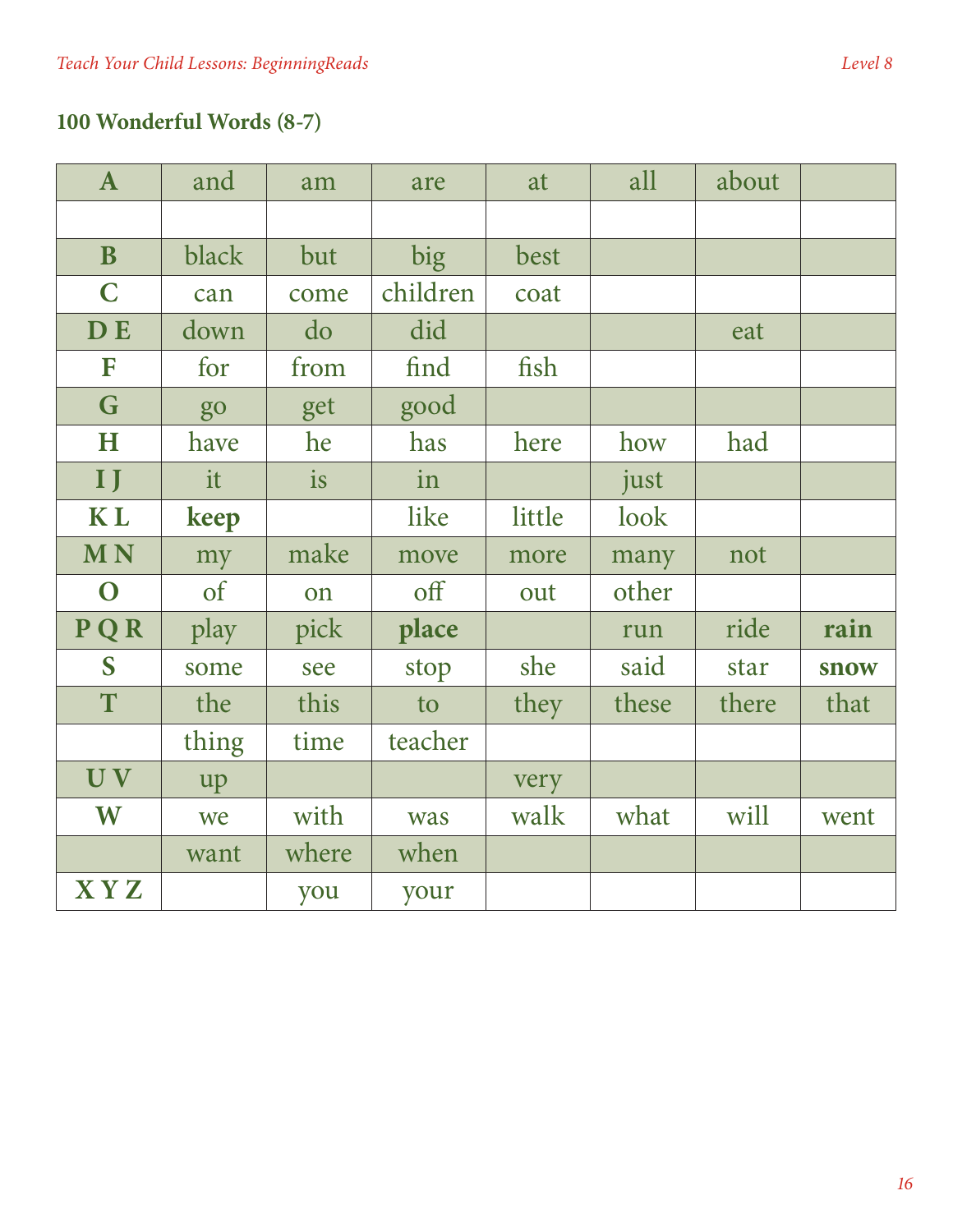## 100 Wonderful Words (8-7)

| | | | | | | | |
|---|---|---|---|---|---|---|---|
| **A** | and | am | are | at | all | about | |
| | | | | | | | |
| **B** | black | but | big | best | | | |
| **C** | can | come | children | coat | | | |
| **D E** | down | do | did | | | eat | |
| **F** | for | from | find | fish | | | |
| **G** | go | get | good | | | | |
| **H** | have | he | has | here | how | had | |
| **I J** | it | is | in | | just | | |
| **K L** | **keep** | | like | little | look | | |
| **M N** | my | make | move | more | many | not | |
| **O** | of | on | off | out | other | | |
| **P Q R** | play | pick | **place** | | run | ride | **rain** |
| **S** | some | see | stop | she | said | star | **snow** |
| **T** | the | this | to | they | these | there | that |
| | thing | time | teacher | | | | |
| **U V** | up | | | very | | | |
| **W** | we | with | was | walk | what | will | went |
| | want | where | when | | | | |
| **X Y Z** | | you | your | | | | |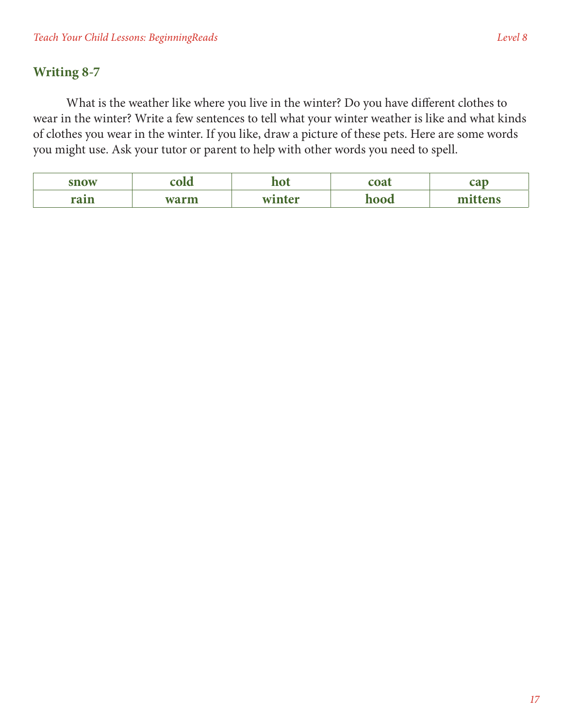## Writing 8-7

What is the weather like where you live in the winter? Do you have different clothes to wear in the winter? Write a few sentences to tell what your winter weather is like and what kinds of clothes you wear in the winter. If you like, draw a picture of these pets. Here are some words you might use. Ask your tutor or parent to help with other words you need to spell.

| | | | | |
|---|---|---|---|---|
| **snow** | **cold** | **hot** | **coat** | **cap** |
| **rain** | **warm** | **winter** | **hood** | **mittens** |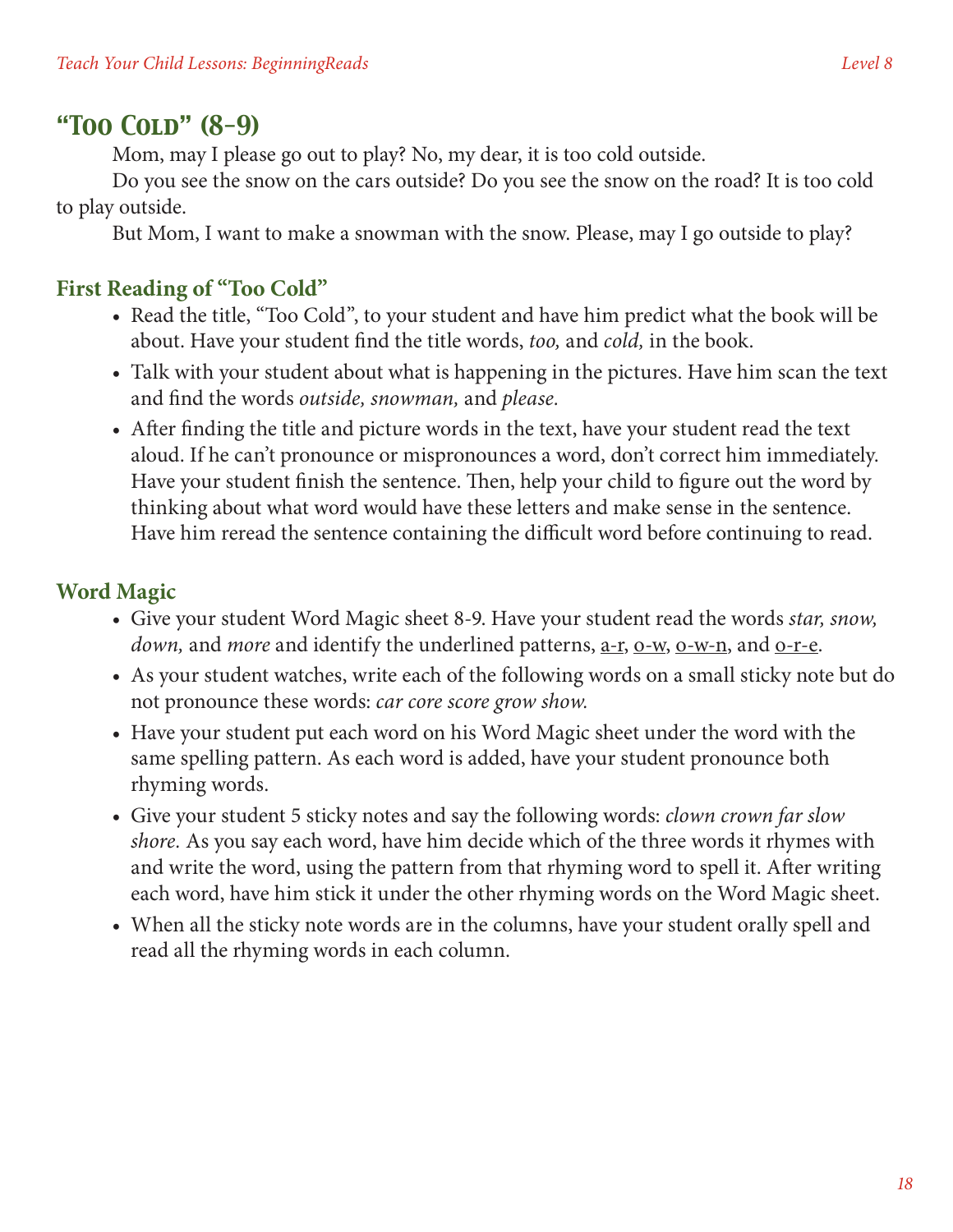## "Too Cold" (8-9)

Mom, may I please go out to play? No, my dear, it is too cold outside.

Do you see the snow on the cars outside? Do you see the snow on the road? It is too cold to play outside.

But Mom, I want to make a snowman with the snow. Please, may I go outside to play?

### First Reading of "Too Cold"

- Read the title, "Too Cold", to your student and have him predict what the book will be about. Have your student find the title words, *too,* and *cold,* in the book.
- Talk with your student about what is happening in the pictures. Have him scan the text and find the words *outside, snowman,* and *please.*
- After finding the title and picture words in the text, have your student read the text aloud. If he can't pronounce or mispronounces a word, don't correct him immediately. Have your student finish the sentence. Then, help your child to figure out the word by thinking about what word would have these letters and make sense in the sentence. Have him reread the sentence containing the difficult word before continuing to read.

### Word Magic

- Give your student Word Magic sheet 8-9. Have your student read the words *star, snow, down,* and *more* and identify the underlined patterns, <u>a-r</u>, <u>o-w</u>, <u>o-w-n</u>, and <u>o-r-e</u>.
- As your student watches, write each of the following words on a small sticky note but do not pronounce these words: *car core score grow show.*
- Have your student put each word on his Word Magic sheet under the word with the same spelling pattern. As each word is added, have your student pronounce both rhyming words.
- Give your student 5 sticky notes and say the following words: *clown crown far slow shore.* As you say each word, have him decide which of the three words it rhymes with and write the word, using the pattern from that rhyming word to spell it. After writing each word, have him stick it under the other rhyming words on the Word Magic sheet.
- When all the sticky note words are in the columns, have your student orally spell and read all the rhyming words in each column.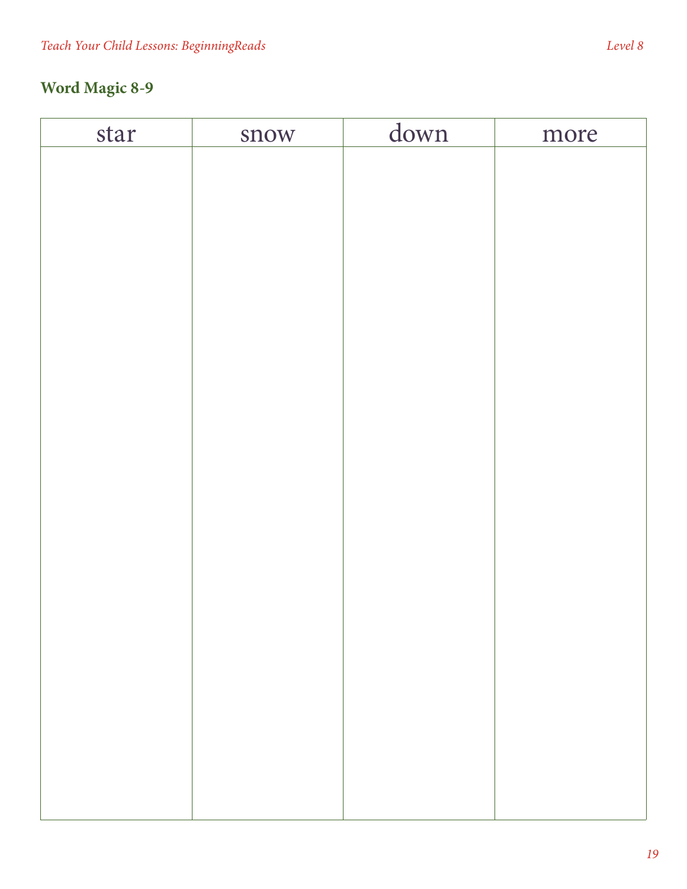## Word Magic 8-9

| star | snow | down | more |
|---|---|---|---|
| | | | |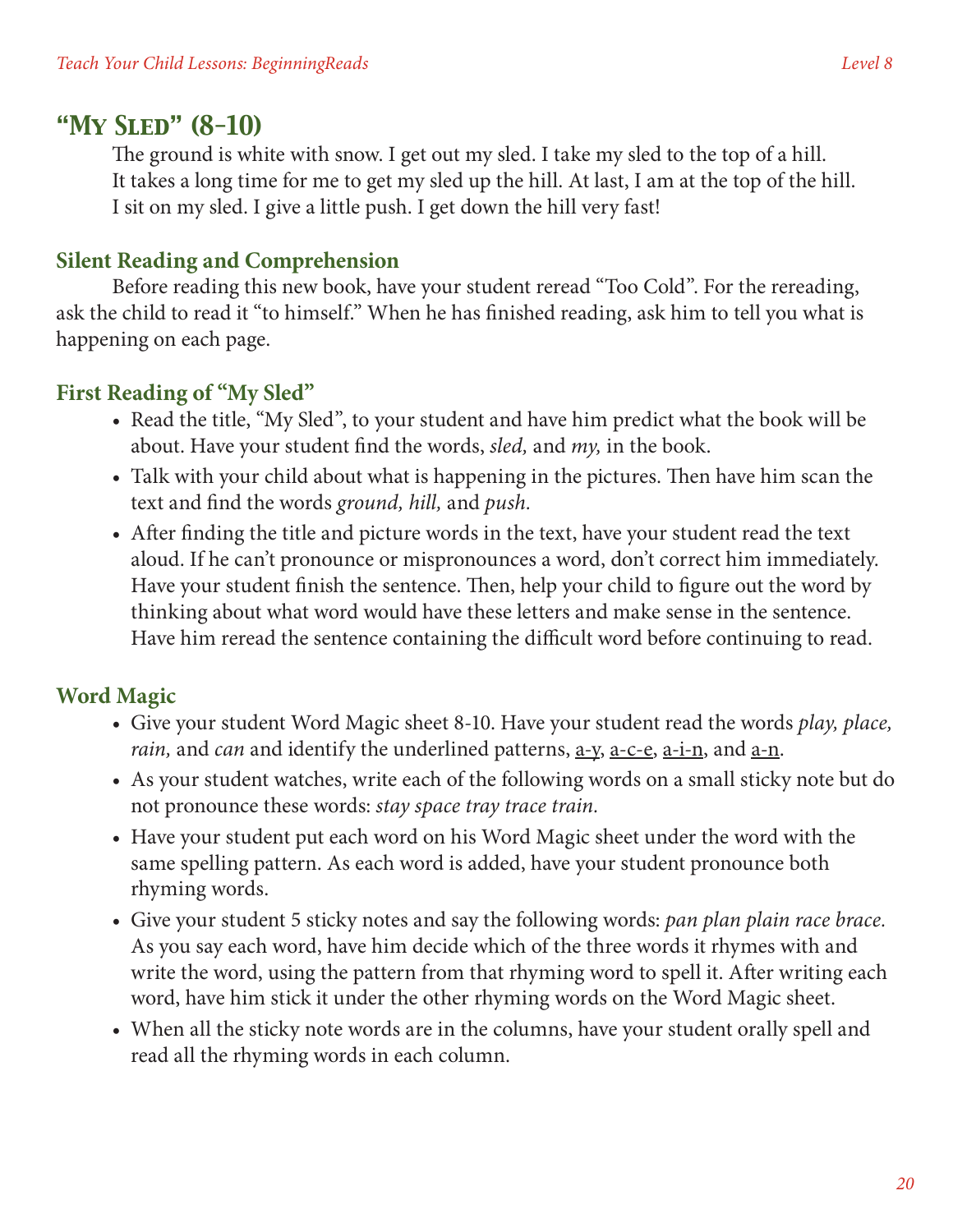## "My Sled" (8-10)

The ground is white with snow. I get out my sled. I take my sled to the top of a hill. It takes a long time for me to get my sled up the hill. At last, I am at the top of the hill. I sit on my sled. I give a little push. I get down the hill very fast!

### Silent Reading and Comprehension

Before reading this new book, have your student reread "Too Cold". For the rereading, ask the child to read it "to himself." When he has finished reading, ask him to tell you what is happening on each page.

### First Reading of "My Sled"

- Read the title, "My Sled", to your student and have him predict what the book will be about. Have your student find the words, *sled,* and *my,* in the book.
- Talk with your child about what is happening in the pictures. Then have him scan the text and find the words *ground, hill,* and *push.*
- After finding the title and picture words in the text, have your student read the text aloud. If he can't pronounce or mispronounces a word, don't correct him immediately. Have your student finish the sentence. Then, help your child to figure out the word by thinking about what word would have these letters and make sense in the sentence. Have him reread the sentence containing the difficult word before continuing to read.

### Word Magic

- Give your student Word Magic sheet 8-10. Have your student read the words *play, place, rain,* and *can* and identify the underlined patterns, <u>a-y</u>, <u>a-c-e</u>, <u>a-i-n</u>, and <u>a-n</u>.
- As your student watches, write each of the following words on a small sticky note but do not pronounce these words: *stay space tray trace train.*
- Have your student put each word on his Word Magic sheet under the word with the same spelling pattern. As each word is added, have your student pronounce both rhyming words.
- Give your student 5 sticky notes and say the following words: *pan plan plain race brace.* As you say each word, have him decide which of the three words it rhymes with and write the word, using the pattern from that rhyming word to spell it. After writing each word, have him stick it under the other rhyming words on the Word Magic sheet.
- When all the sticky note words are in the columns, have your student orally spell and read all the rhyming words in each column.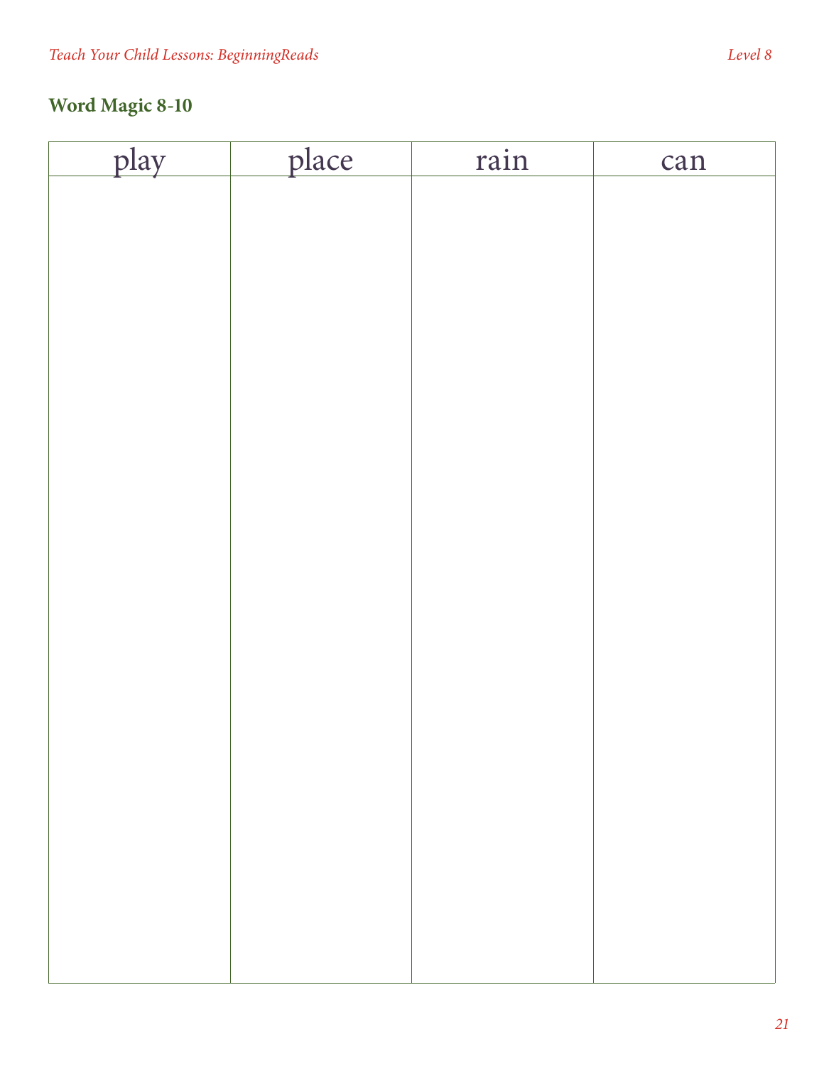## Word Magic 8-10

| play | place | rain | can |
| --- | --- | --- | --- |
| | | | |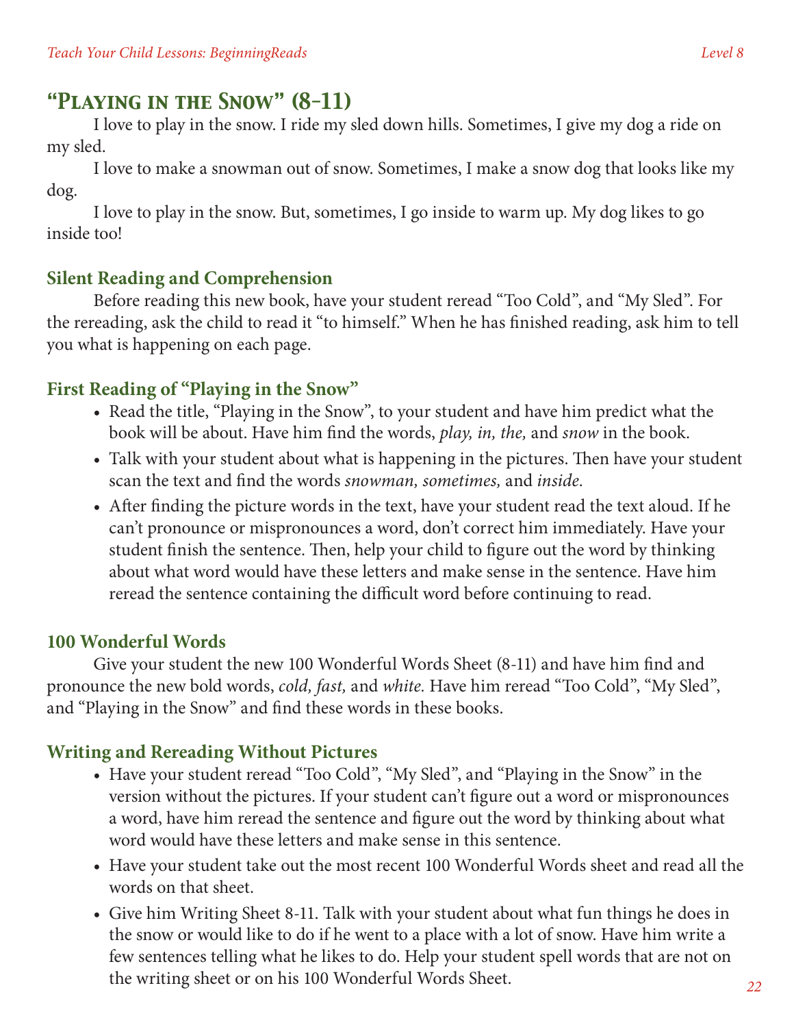## "Playing in the Snow" (8-11)

I love to play in the snow. I ride my sled down hills. Sometimes, I give my dog a ride on my sled.

I love to make a snowman out of snow. Sometimes, I make a snow dog that looks like my dog.

I love to play in the snow. But, sometimes, I go inside to warm up. My dog likes to go inside too!

### Silent Reading and Comprehension

Before reading this new book, have your student reread "Too Cold", and "My Sled". For the rereading, ask the child to read it "to himself." When he has finished reading, ask him to tell you what is happening on each page.

### First Reading of "Playing in the Snow"

- Read the title, "Playing in the Snow", to your student and have him predict what the book will be about. Have him find the words, *play, in, the,* and *snow* in the book.
- Talk with your student about what is happening in the pictures. Then have your student scan the text and find the words *snowman, sometimes,* and *inside.*
- After finding the picture words in the text, have your student read the text aloud. If he can't pronounce or mispronounces a word, don't correct him immediately. Have your student finish the sentence. Then, help your child to figure out the word by thinking about what word would have these letters and make sense in the sentence. Have him reread the sentence containing the difficult word before continuing to read.

### 100 Wonderful Words

Give your student the new 100 Wonderful Words Sheet (8-11) and have him find and pronounce the new bold words, *cold, fast,* and *white.* Have him reread "Too Cold", "My Sled", and "Playing in the Snow" and find these words in these books.

### Writing and Rereading Without Pictures

- Have your student reread "Too Cold", "My Sled", and "Playing in the Snow" in the version without the pictures. If your student can't figure out a word or mispronounces a word, have him reread the sentence and figure out the word by thinking about what word would have these letters and make sense in this sentence.
- Have your student take out the most recent 100 Wonderful Words sheet and read all the words on that sheet.
- Give him Writing Sheet 8-11. Talk with your student about what fun things he does in the snow or would like to do if he went to a place with a lot of snow. Have him write a few sentences telling what he likes to do. Help your student spell words that are not on the writing sheet or on his 100 Wonderful Words Sheet.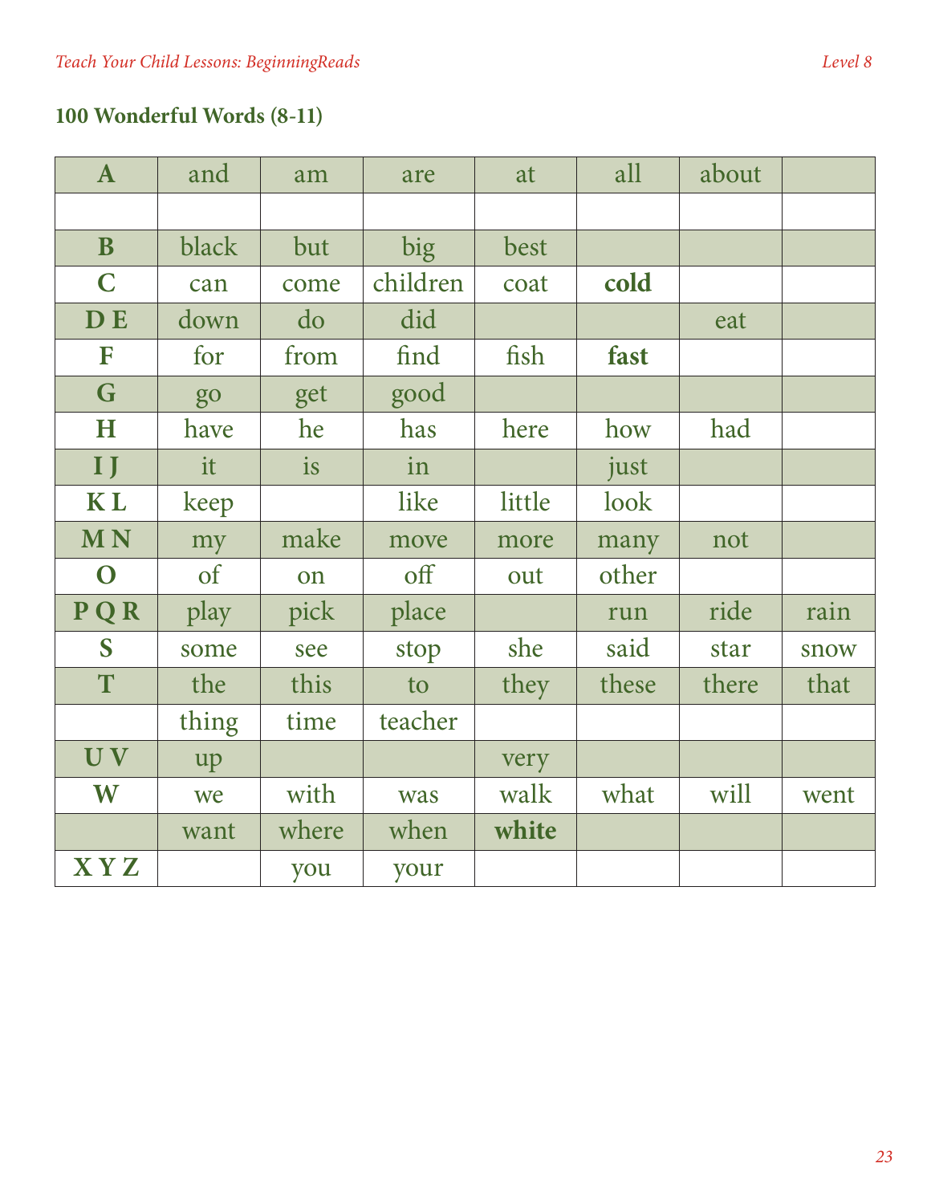## 100 Wonderful Words (8-11)

| A | and | am | are | at | all | about | |
|---|---|---|---|---|---|---|---|
| | | | | | | | |
| B | black | but | big | best | | | |
| C | can | come | children | coat | **cold** | | |
| D E | down | do | did | | | eat | |
| F | for | from | find | fish | **fast** | | |
| G | go | get | good | | | | |
| H | have | he | has | here | how | had | |
| I J | it | is | in | | just | | |
| K L | keep | | like | little | look | | |
| M N | my | make | move | more | many | not | |
| O | of | on | off | out | other | | |
| P Q R | play | pick | place | | run | ride | rain |
| S | some | see | stop | she | said | star | snow |
| T | the | this | to | they | these | there | that |
| | thing | time | teacher | | | | |
| U V | up | | | very | | | |
| W | we | with | was | walk | what | will | went |
| | want | where | when | **white** | | | |
| X Y Z | | you | your | | | | |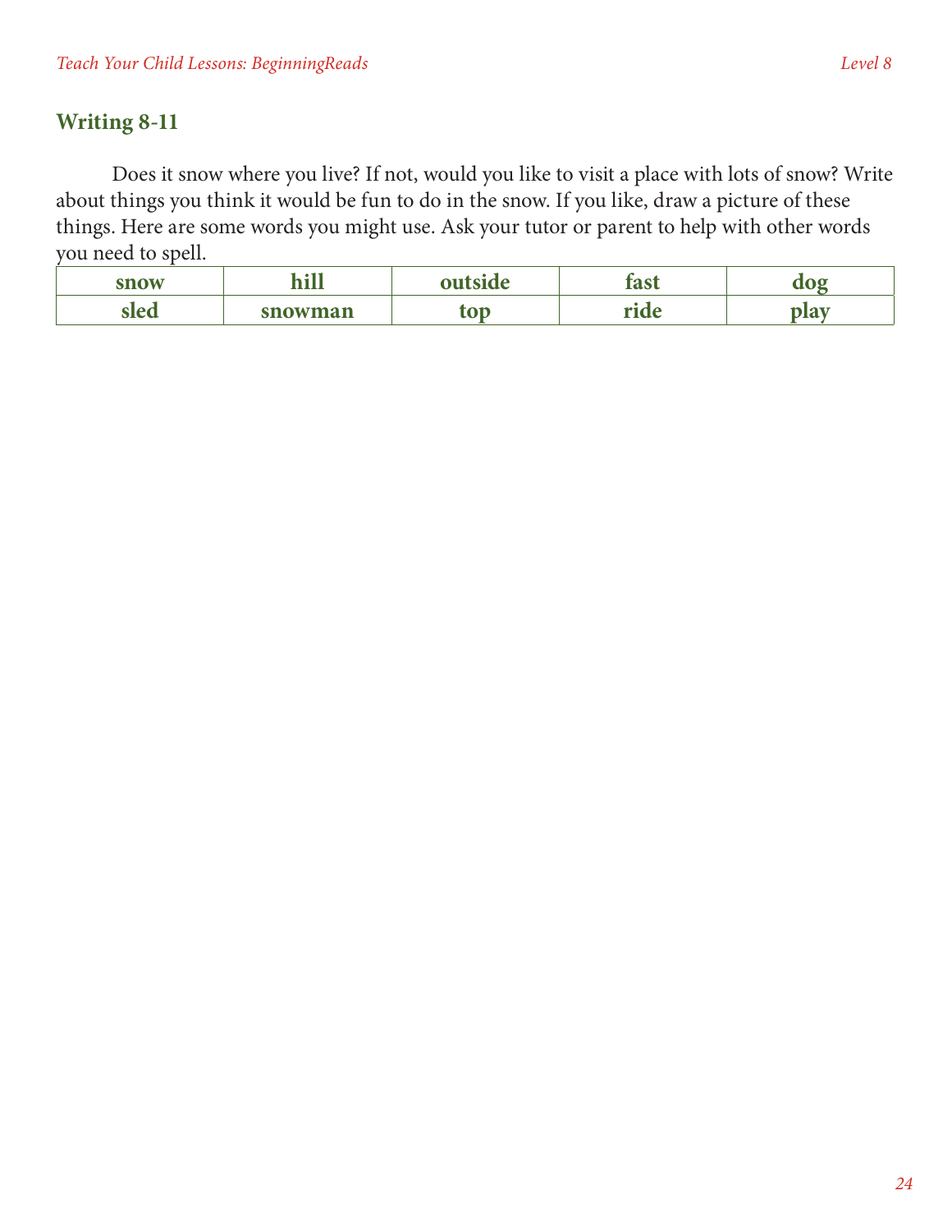## Writing 8-11

Does it snow where you live? If not, would you like to visit a place with lots of snow? Write about things you think it would be fun to do in the snow. If you like, draw a picture of these things. Here are some words you might use. Ask your tutor or parent to help with other words you need to spell.

| | | | | |
|---|---|---|---|---|
| **snow** | **hill** | **outside** | **fast** | **dog** |
| **sled** | **snowman** | **top** | **ride** | **play** |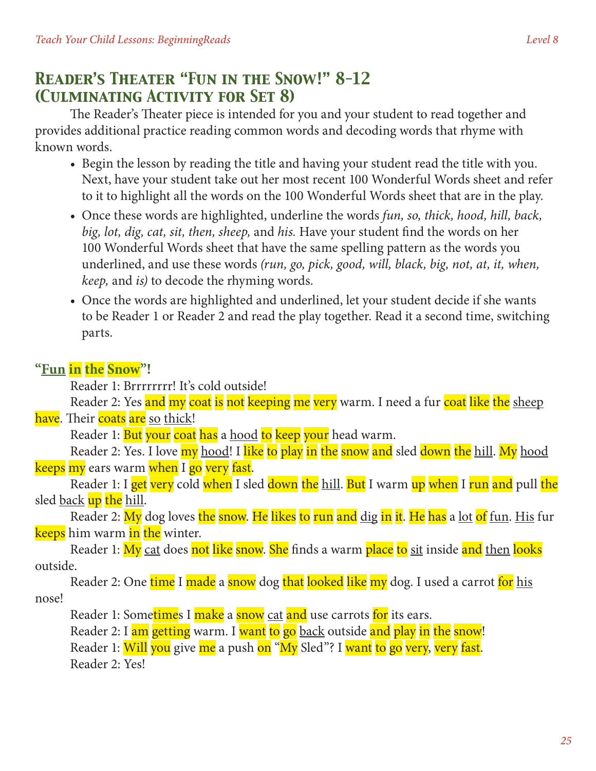## Reader's Theater "Fun in the Snow!" 8-12 (Culminating Activity for Set 8)

The Reader's Theater piece is intended for you and your student to read together and provides additional practice reading common words and decoding words that rhyme with known words.

- Begin the lesson by reading the title and having your student read the title with you. Next, have your student take out her most recent 100 Wonderful Words sheet and refer to it to highlight all the words on the 100 Wonderful Words sheet that are in the play.
- Once these words are highlighted, underline the words *fun, so, thick, hood, hill, back, big, lot, dig, cat, sit, then, sheep,* and *his.* Have your student find the words on her 100 Wonderful Words sheet that have the same spelling pattern as the words you underlined, and use these words *(run, go, pick, good, will, black, big, not, at, it, when, keep,* and *is)* to decode the rhyming words.
- Once the words are highlighted and underlined, let your student decide if she wants to be Reader 1 or Reader 2 and read the play together. Read it a second time, switching parts.

### "Fun in the Snow"!

Reader 1: Brrrrrrrr! It's cold outside!

Reader 2: Yes and my coat is not keeping me very warm. I need a fur coat like the sheep have. Their coats are so thick!

Reader 1: But your coat has a hood to keep your head warm.

Reader 2: Yes. I love my hood! I like to play in the snow and sled down the hill. My hood keeps my ears warm when I go very fast.

Reader 1: I get very cold when I sled down the hill. But I warm up when I run and pull the sled back up the hill.

Reader 2: My dog loves the snow. He likes to run and dig in it. He has a lot of fun. His fur keeps him warm in the winter.

Reader 1: My cat does not like snow. She finds a warm place to sit inside and then looks outside.

Reader 2: One time I made a snow dog that looked like my dog. I used a carrot for his nose!

Reader 1: Sometimes I make a snow cat and use carrots for its ears.

Reader 2: I am getting warm. I want to go back outside and play in the snow!

Reader 1: Will you give me a push on "My Sled"? I want to go very, very fast.

Reader 2: Yes!